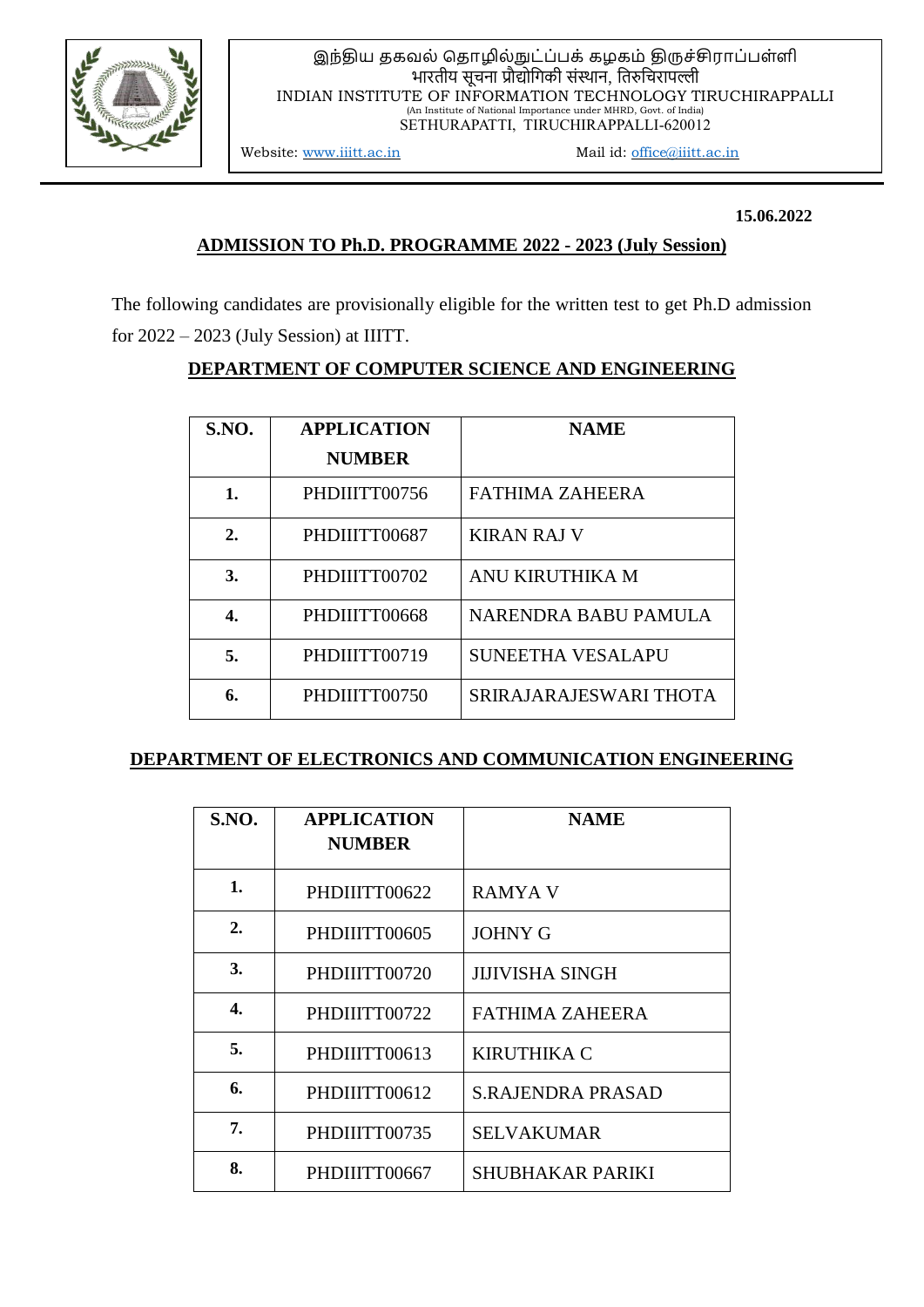இந்திய தகவல் தொழில்நுட்ப்பக் கழகம் திருச்சிராப்பள்ளி
भारतीय सूचना प्रौद्योगिकी संस्थान, तिरुचिरापल्ली
INDIAN INSTITUTE OF INFORMATION TECHNOLOGY TIRUCHIRAPPALLI
(An Institute of National Importance under MHRD, Govt. of India)
SETHURAPATTI, TIRUCHIRAPPALLI-620012

Website: www.iiitt.ac.in Mail id: office@iiitt.ac.in

**15.06.2022**

## ADMISSION TO Ph.D. PROGRAMME 2022 - 2023 (July Session)

The following candidates are provisionally eligible for the written test to get Ph.D admission for 2022 – 2023 (July Session) at IIITT.

### DEPARTMENT OF COMPUTER SCIENCE AND ENGINEERING

| S.NO. | APPLICATION NUMBER | NAME |
|---|---|---|
| 1. | PHDIIITT00756 | FATHIMA ZAHEERA |
| 2. | PHDIIITT00687 | KIRAN RAJ V |
| 3. | PHDIIITT00702 | ANU KIRUTHIKA M |
| 4. | PHDIIITT00668 | NARENDRA BABU PAMULA |
| 5. | PHDIIITT00719 | SUNEETHA VESALAPU |
| 6. | PHDIIITT00750 | SRIRAJARAJESWARI THOTA |

### DEPARTMENT OF ELECTRONICS AND COMMUNICATION ENGINEERING

| S.NO. | APPLICATION NUMBER | NAME |
|---|---|---|
| 1. | PHDIIITT00622 | RAMYA V |
| 2. | PHDIIITT00605 | JOHNY G |
| 3. | PHDIIITT00720 | JIJIVISHA SINGH |
| 4. | PHDIIITT00722 | FATHIMA ZAHEERA |
| 5. | PHDIIITT00613 | KIRUTHIKA C |
| 6. | PHDIIITT00612 | S.RAJENDRA PRASAD |
| 7. | PHDIIITT00735 | SELVAKUMAR |
| 8. | PHDIIITT00667 | SHUBHAKAR PARIKI |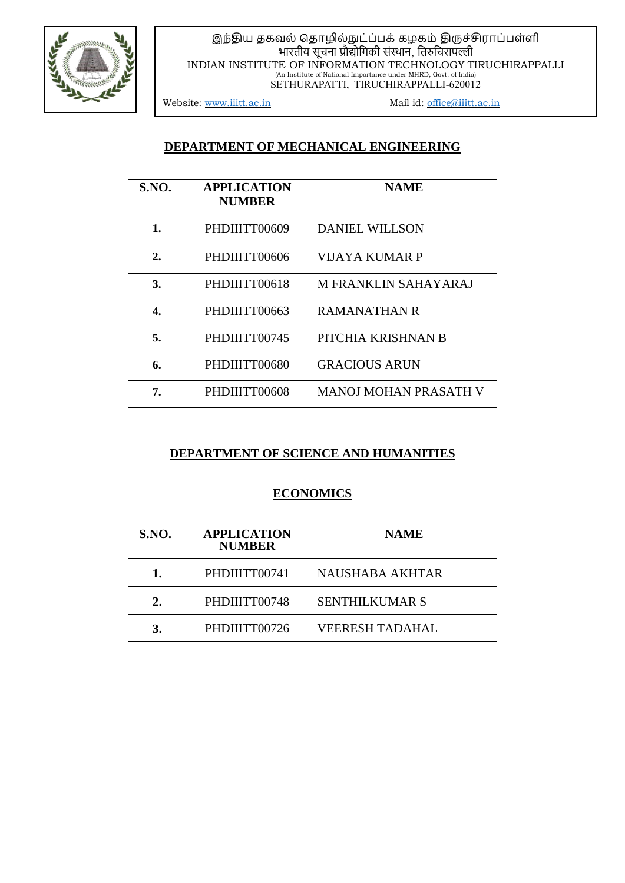இந்திய தகவல் தொழில்நுட்பக் கழகம் திருச்சிராப்பள்ளி
भारतीय सूचना प्रौद्योगिकी संस्थान, तिरुचिरापल्ली
INDIAN INSTITUTE OF INFORMATION TECHNOLOGY TIRUCHIRAPPALLI
(An Institute of National Importance under MHRD, Govt. of India)
SETHURAPATTI, TIRUCHIRAPPALLI-620012

Website: www.iiitt.ac.in Mail id: office@iiitt.ac.in

## DEPARTMENT OF MECHANICAL ENGINEERING

| S.NO. | APPLICATION NUMBER | NAME |
|---|---|---|
| 1. | PHDIIITT00609 | DANIEL WILLSON |
| 2. | PHDIIITT00606 | VIJAYA KUMAR P |
| 3. | PHDIIITT00618 | M FRANKLIN SAHAYARAJ |
| 4. | PHDIIITT00663 | RAMANATHAN R |
| 5. | PHDIIITT00745 | PITCHIA KRISHNAN B |
| 6. | PHDIIITT00680 | GRACIOUS ARUN |
| 7. | PHDIIITT00608 | MANOJ MOHAN PRASATH V |

## DEPARTMENT OF SCIENCE AND HUMANITIES

### ECONOMICS

| S.NO. | APPLICATION NUMBER | NAME |
|---|---|---|
| 1. | PHDIIITT00741 | NAUSHABA AKHTAR |
| 2. | PHDIIITT00748 | SENTHILKUMAR S |
| 3. | PHDIIITT00726 | VEERESH TADAHAL |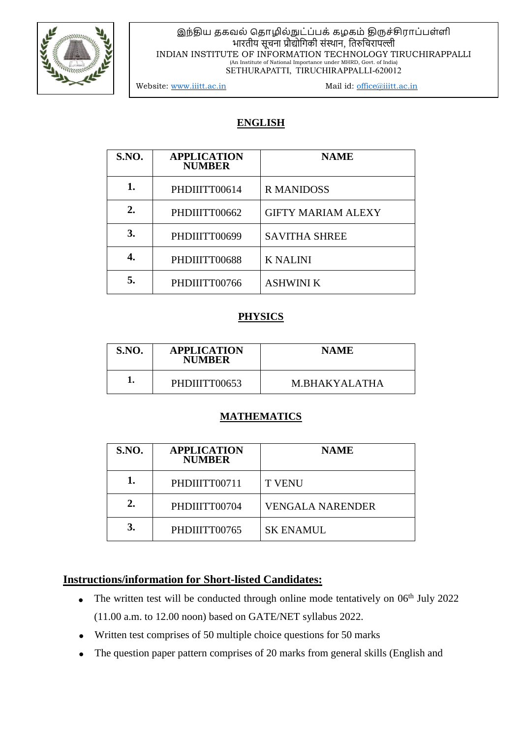இந்திய தகவல் தொழில்நுட்பக் கழகம் திருச்சிராப்பள்ளி
भारतीय सूचना प्रौद्योगिकी संस्थान, तिरुचिरापल्ली
INDIAN INSTITUTE OF INFORMATION TECHNOLOGY TIRUCHIRAPPALLI
(An Institute of National Importance under MHRD, Govt. of India)
SETHURAPATTI, TIRUCHIRAPPALLI-620012

Website: www.iiitt.ac.in Mail id: office@iiitt.ac.in

## ENGLISH

| S.NO. | APPLICATION NUMBER | NAME |
|---|---|---|
| 1. | PHDIIITT00614 | R MANIDOSS |
| 2. | PHDIIITT00662 | GIFTY MARIAM ALEXY |
| 3. | PHDIIITT00699 | SAVITHA SHREE |
| 4. | PHDIIITT00688 | K NALINI |
| 5. | PHDIIITT00766 | ASHWINI K |

## PHYSICS

| S.NO. | APPLICATION NUMBER | NAME |
|---|---|---|
| 1. | PHDIIITT00653 | M.BHAKYALATHA |

## MATHEMATICS

| S.NO. | APPLICATION NUMBER | NAME |
|---|---|---|
| 1. | PHDIIITT00711 | T VENU |
| 2. | PHDIIITT00704 | VENGALA NARENDER |
| 3. | PHDIIITT00765 | SK ENAMUL |

## Instructions/information for Short-listed Candidates:

- The written test will be conducted through online mode tentatively on 06th July 2022 (11.00 a.m. to 12.00 noon) based on GATE/NET syllabus 2022.
- Written test comprises of 50 multiple choice questions for 50 marks
- The question paper pattern comprises of 20 marks from general skills (English and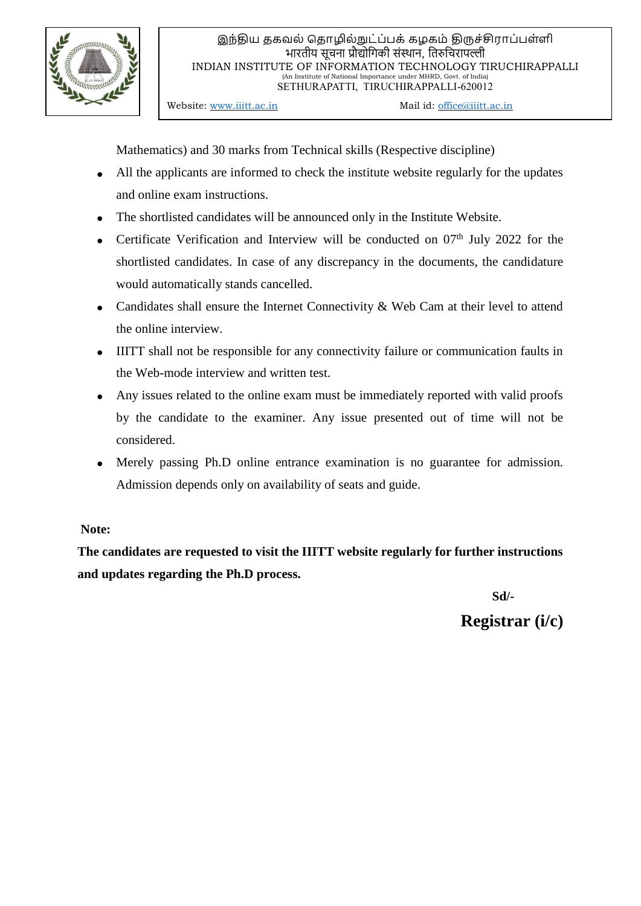Mathematics) and 30 marks from Technical skills (Respective discipline)

- All the applicants are informed to check the institute website regularly for the updates and online exam instructions.
- The shortlisted candidates will be announced only in the Institute Website.
- Certificate Verification and Interview will be conducted on 07th July 2022 for the shortlisted candidates. In case of any discrepancy in the documents, the candidature would automatically stands cancelled.
- Candidates shall ensure the Internet Connectivity & Web Cam at their level to attend the online interview.
- IIITT shall not be responsible for any connectivity failure or communication faults in the Web-mode interview and written test.
- Any issues related to the online exam must be immediately reported with valid proofs by the candidate to the examiner. Any issue presented out of time will not be considered.
- Merely passing Ph.D online entrance examination is no guarantee for admission. Admission depends only on availability of seats and guide.

**Note:**

**The candidates are requested to visit the IIITT website regularly for further instructions and updates regarding the Ph.D process.**

**Sd/-**

**Registrar (i/c)**